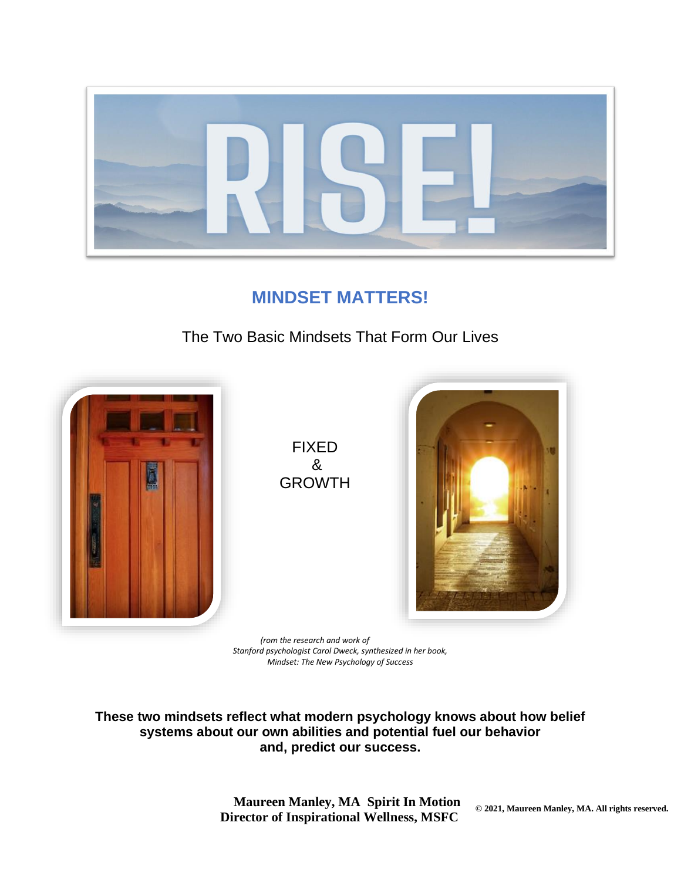# RISE!

## MINDSET MATTERS!

The Two Basic Mindsets That Form Our Lives

FIXED
&
GROWTH

*(rom the research and work of Stanford psychologist Carol Dweck, synthesized in her book, Mindset: The New Psychology of Success*

**These two mindsets reflect what modern psychology knows about how belief systems about our own abilities and potential fuel our behavior and, predict our success.**

**Maureen Manley, MA Spirit In Motion**
**Director of Inspirational Wellness, MSFC**

**© 2021, Maureen Manley, MA. All rights reserved.**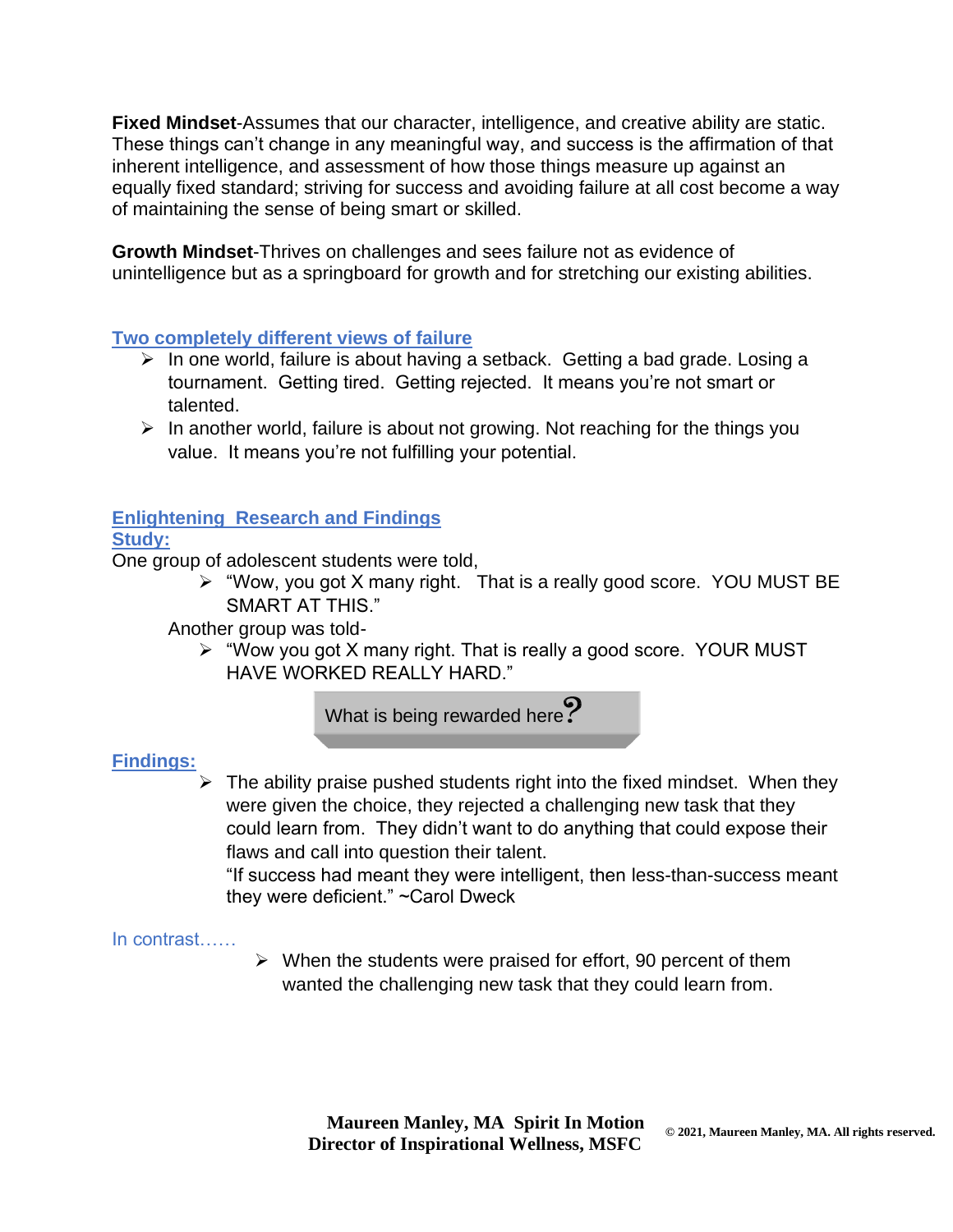**Fixed Mindset**-Assumes that our character, intelligence, and creative ability are static. These things can't change in any meaningful way, and success is the affirmation of that inherent intelligence, and assessment of how those things measure up against an equally fixed standard; striving for success and avoiding failure at all cost become a way of maintaining the sense of being smart or skilled.

**Growth Mindset**-Thrives on challenges and sees failure not as evidence of unintelligence but as a springboard for growth and for stretching our existing abilities.

## Two completely different views of failure

- In one world, failure is about having a setback. Getting a bad grade. Losing a tournament. Getting tired. Getting rejected. It means you're not smart or talented.
- In another world, failure is about not growing. Not reaching for the things you value. It means you're not fulfilling your potential.

## Enlightening Research and Findings

### Study:

One group of adolescent students were told,

- "Wow, you got X many right. That is a really good score. YOU MUST BE SMART AT THIS."

Another group was told-

- "Wow you got X many right. That is really a good score. YOUR MUST HAVE WORKED REALLY HARD."

What is being rewarded here?

### Findings:

- The ability praise pushed students right into the fixed mindset. When they were given the choice, they rejected a challenging new task that they could learn from. They didn't want to do anything that could expose their flaws and call into question their talent.
  "If success had meant they were intelligent, then less-than-success meant they were deficient." ~Carol Dweck

In contrast……

- When the students were praised for effort, 90 percent of them wanted the challenging new task that they could learn from.

**Maureen Manley, MA Spirit In Motion**
**Director of Inspirational Wellness, MSFC**

**© 2021, Maureen Manley, MA. All rights reserved.**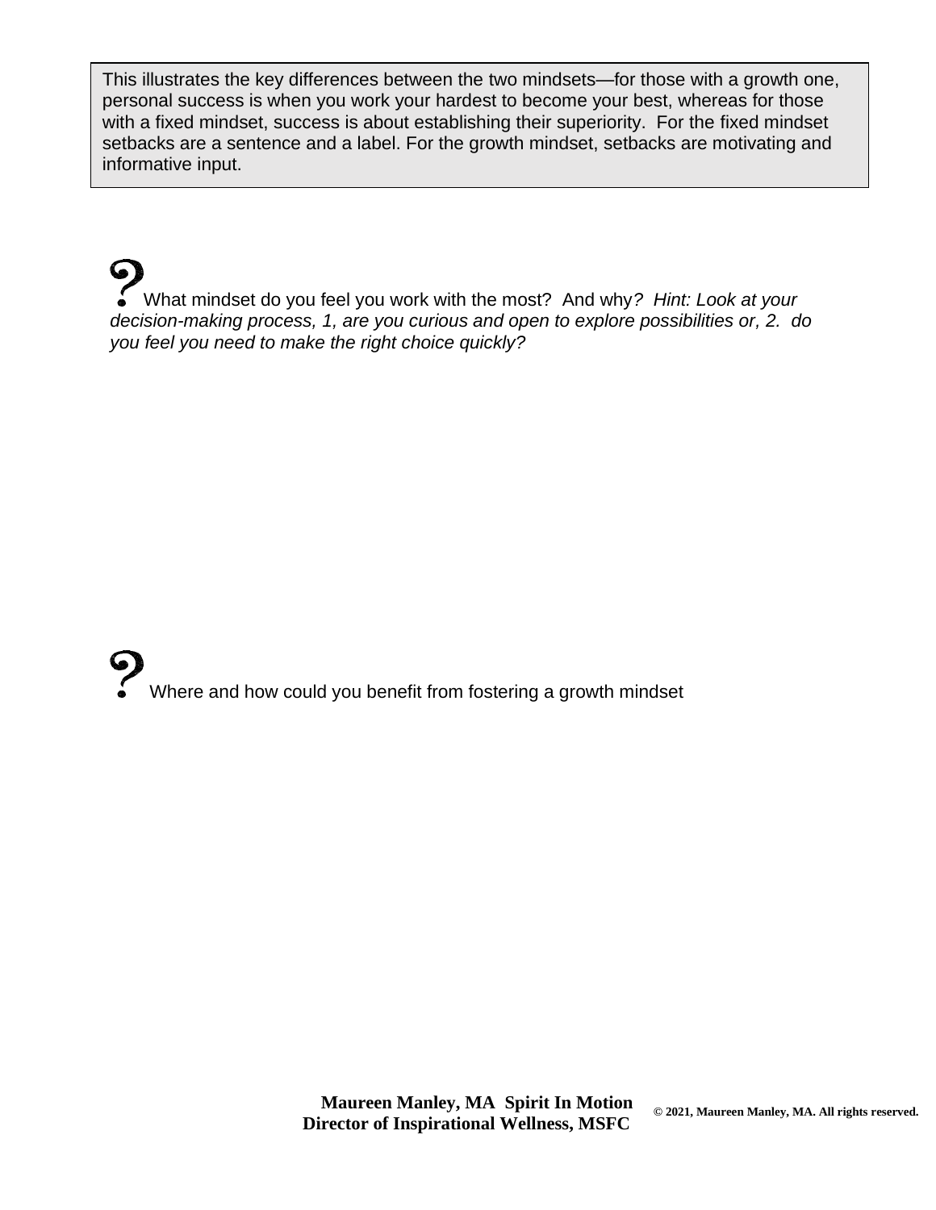> This illustrates the key differences between the two mindsets—for those with a growth one, personal success is when you work your hardest to become your best, whereas for those with a fixed mindset, success is about establishing their superiority. For the fixed mindset setbacks are a sentence and a label. For the growth mindset, setbacks are motivating and informative input.

? What mindset do you feel you work with the most? And why*? Hint: Look at your decision-making process, 1, are you curious and open to explore possibilities or, 2. do you feel you need to make the right choice quickly?*

? Where and how could you benefit from fostering a growth mindset

**Maureen Manley, MA Spirit In Motion**
**Director of Inspirational Wellness, MSFC**

**© 2021, Maureen Manley, MA. All rights reserved.**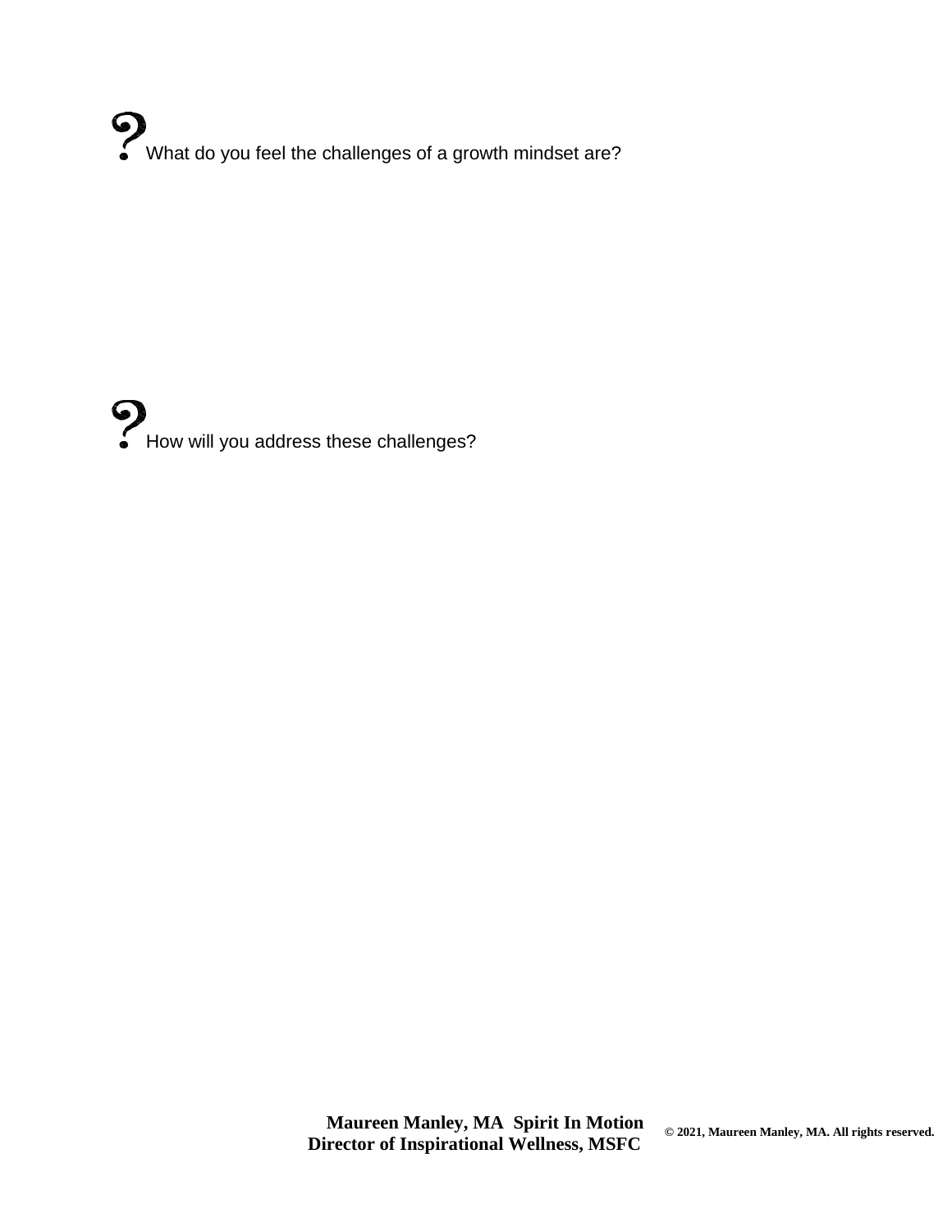?What do you feel the challenges of a growth mindset are?

?How will you address these challenges?

**Maureen Manley, MA Spirit In Motion**
**Director of Inspirational Wellness, MSFC**

**© 2021, Maureen Manley, MA. All rights reserved.**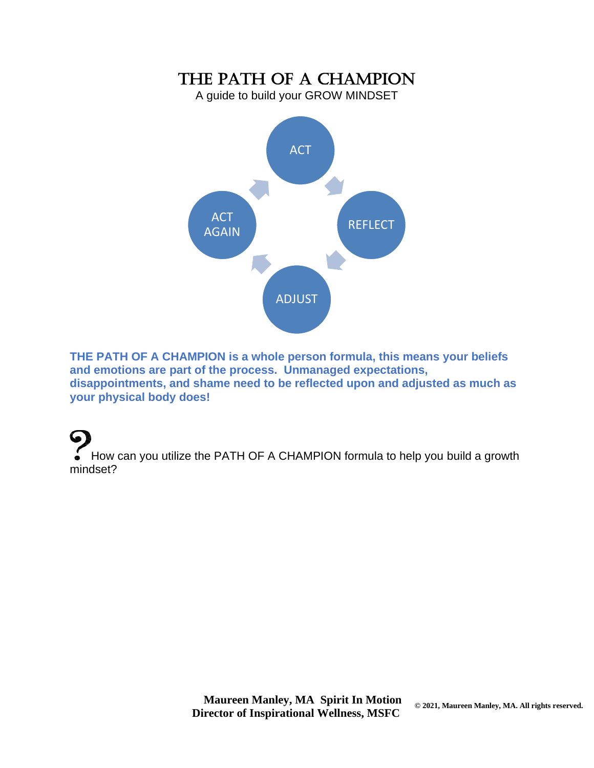# THE PATH OF A CHAMPION

A guide to build your GROW MINDSET

ACT

REFLECT

ADJUST

ACT AGAIN

**THE PATH OF A CHAMPION is a whole person formula, this means your beliefs and emotions are part of the process. Unmanaged expectations, disappointments, and shame need to be reflected upon and adjusted as much as your physical body does!**

? How can you utilize the PATH OF A CHAMPION formula to help you build a growth mindset?

**Maureen Manley, MA Spirit In Motion**
**Director of Inspirational Wellness, MSFC**

**© 2021, Maureen Manley, MA. All rights reserved.**